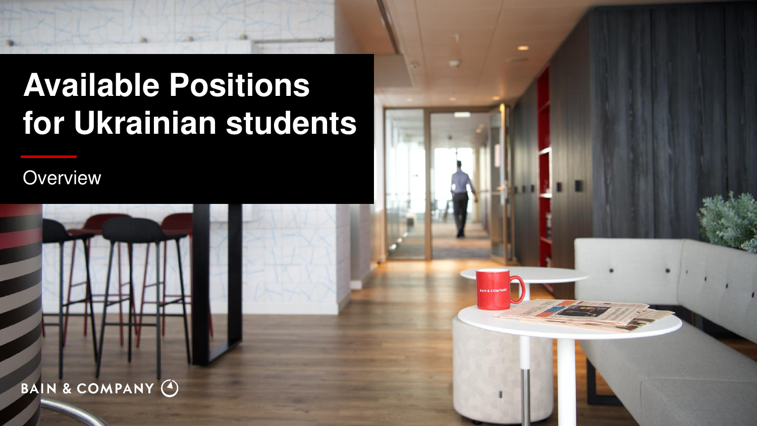# Available Positions for Ukrainian students

Overview

BAIN & COMPANY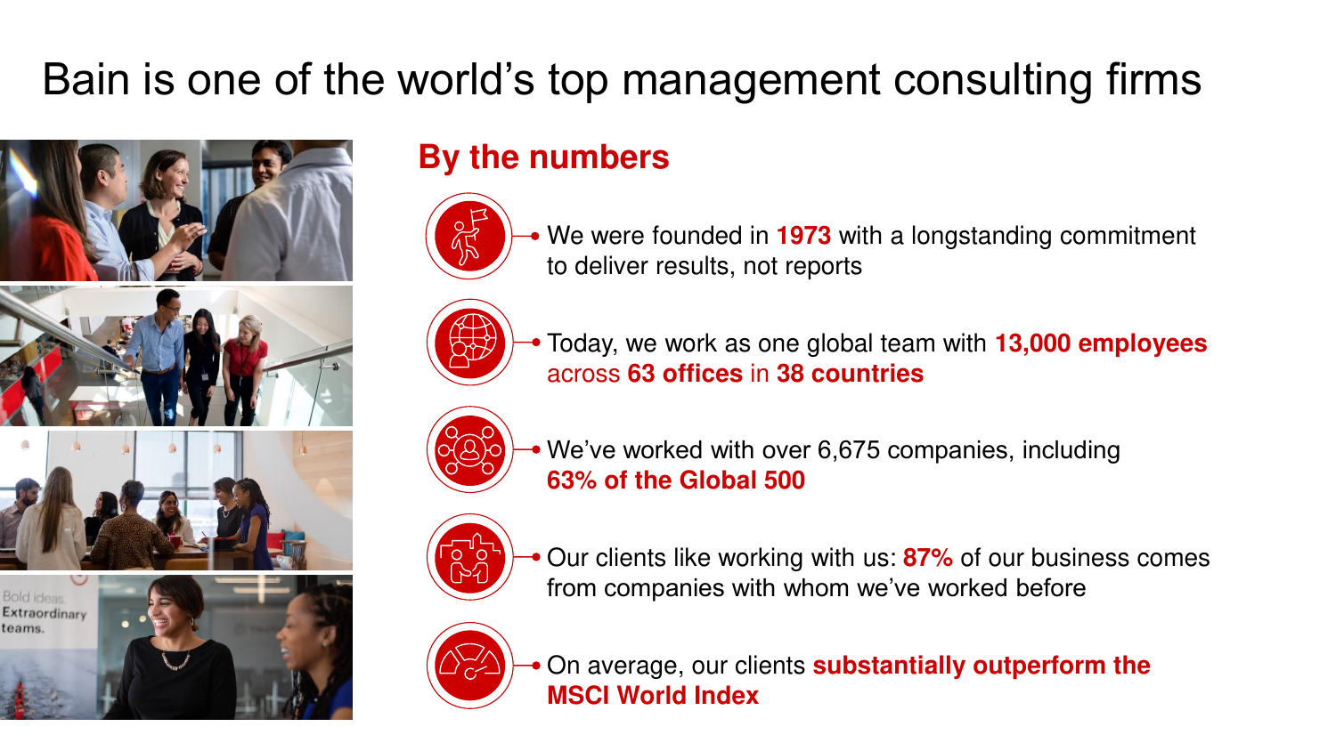# Bain is one of the world's top management consulting firms

## By the numbers

- We were founded in **1973** with a longstanding commitment to deliver results, not reports
- Today, we work as one global team with **13,000 employees** across **63 offices** in **38 countries**
- We've worked with over 6,675 companies, including **63% of the Global 500**
- Our clients like working with us: **87%** of our business comes from companies with whom we've worked before
- On average, our clients **substantially outperform the MSCI World Index**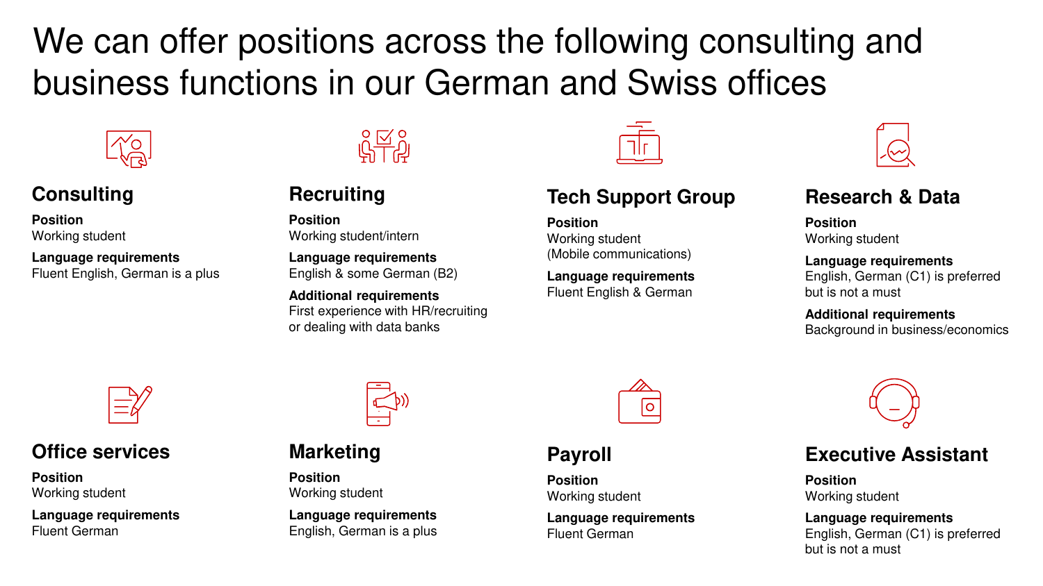# We can offer positions across the following consulting and business functions in our German and Swiss offices

## Consulting

**Position**
Working student

**Language requirements**
Fluent English, German is a plus

## Recruiting

**Position**
Working student/intern

**Language requirements**
English & some German (B2)

**Additional requirements**
First experience with HR/recruiting or dealing with data banks

## Tech Support Group

**Position**
Working student
(Mobile communications)

**Language requirements**
Fluent English & German

## Research & Data

**Position**
Working student

**Language requirements**
English, German (C1) is preferred but is not a must

**Additional requirements**
Background in business/economics

## Office services

**Position**
Working student

**Language requirements**
Fluent German

## Marketing

**Position**
Working student

**Language requirements**
English, German is a plus

## Payroll

**Position**
Working student

**Language requirements**
Fluent German

## Executive Assistant

**Position**
Working student

**Language requirements**
English, German (C1) is preferred but is not a must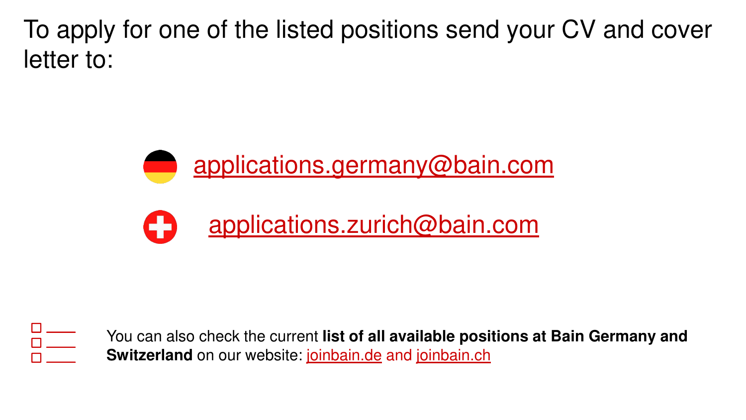To apply for one of the listed positions send your CV and cover letter to:

applications.germany@bain.com

applications.zurich@bain.com

You can also check the current **list of all available positions at Bain Germany and Switzerland** on our website: joinbain.de and joinbain.ch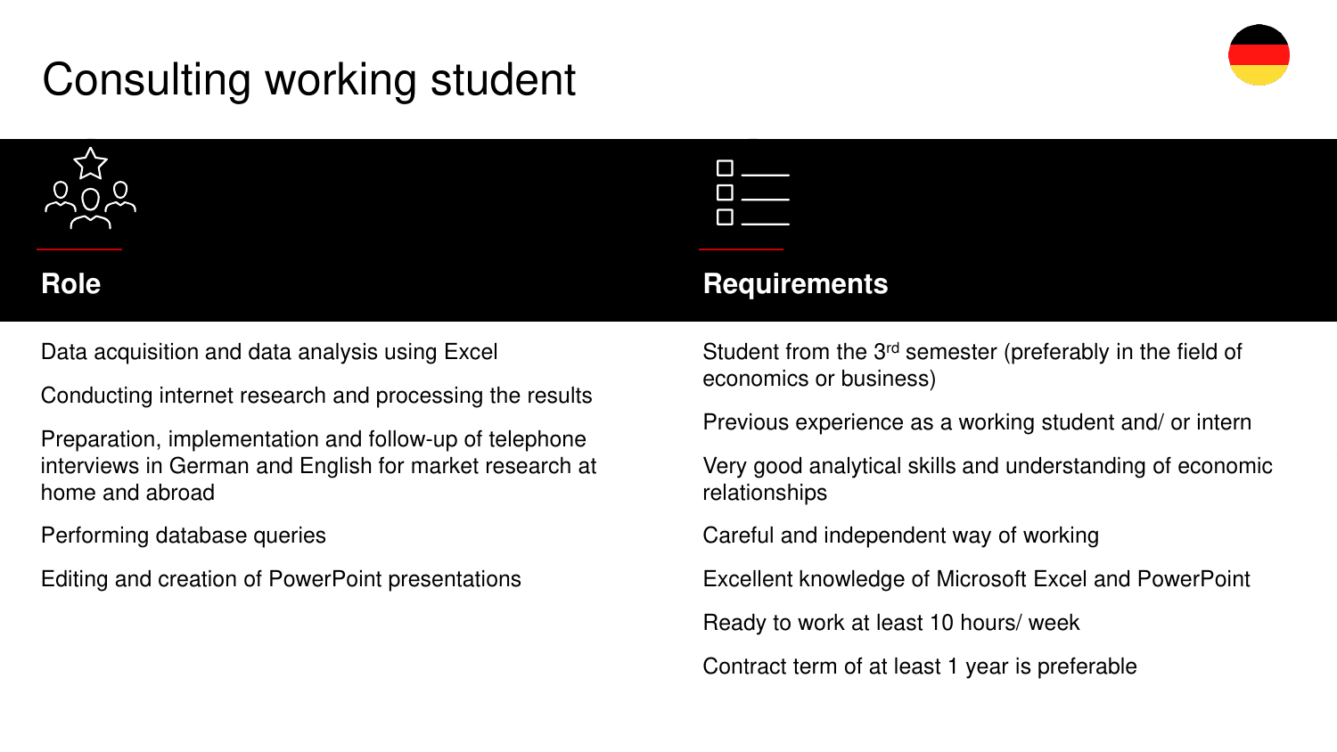# Consulting working student

## Role

- Data acquisition and data analysis using Excel
- Conducting internet research and processing the results
- Preparation, implementation and follow-up of telephone interviews in German and English for market research at home and abroad
- Performing database queries
- Editing and creation of PowerPoint presentations

## Requirements

- Student from the 3rd semester (preferably in the field of economics or business)
- Previous experience as a working student and/ or intern
- Very good analytical skills and understanding of economic relationships
- Careful and independent way of working
- Excellent knowledge of Microsoft Excel and PowerPoint
- Ready to work at least 10 hours/ week
- Contract term of at least 1 year is preferable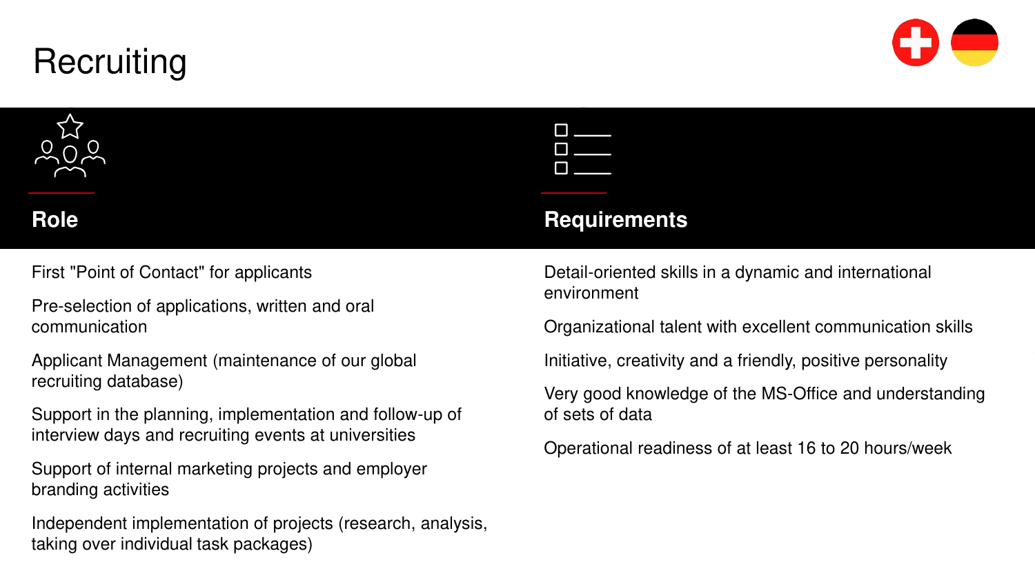# Recruiting

## Role

First "Point of Contact" for applicants

Pre-selection of applications, written and oral communication

Applicant Management (maintenance of our global recruiting database)

Support in the planning, implementation and follow-up of interview days and recruiting events at universities

Support of internal marketing projects and employer branding activities

Independent implementation of projects (research, analysis, taking over individual task packages)

## Requirements

Detail-oriented skills in a dynamic and international environment

Organizational talent with excellent communication skills

Initiative, creativity and a friendly, positive personality

Very good knowledge of the MS-Office and understanding of sets of data

Operational readiness of at least 16 to 20 hours/week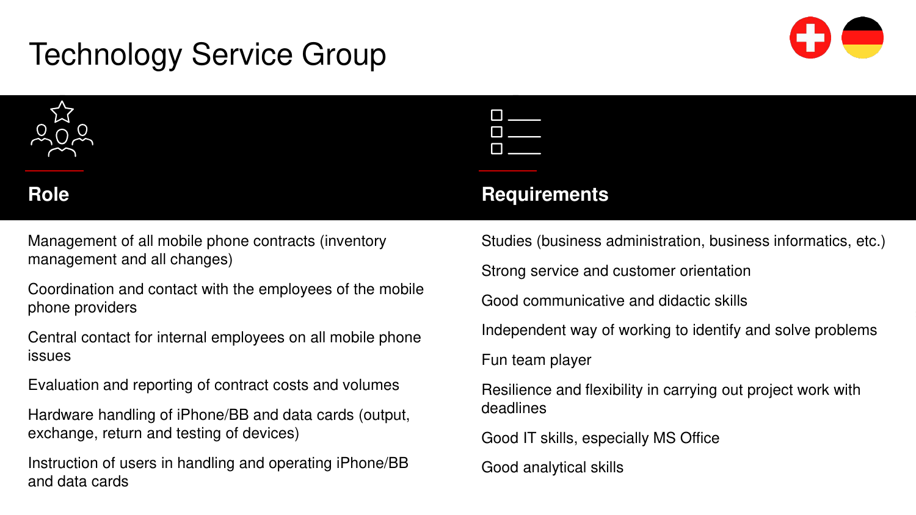# Technology Service Group

## Role

- Management of all mobile phone contracts (inventory management and all changes)
- Coordination and contact with the employees of the mobile phone providers
- Central contact for internal employees on all mobile phone issues
- Evaluation and reporting of contract costs and volumes
- Hardware handling of iPhone/BB and data cards (output, exchange, return and testing of devices)
- Instruction of users in handling and operating iPhone/BB and data cards

## Requirements

- Studies (business administration, business informatics, etc.)
- Strong service and customer orientation
- Good communicative and didactic skills
- Independent way of working to identify and solve problems
- Fun team player
- Resilience and flexibility in carrying out project work with deadlines
- Good IT skills, especially MS Office
- Good analytical skills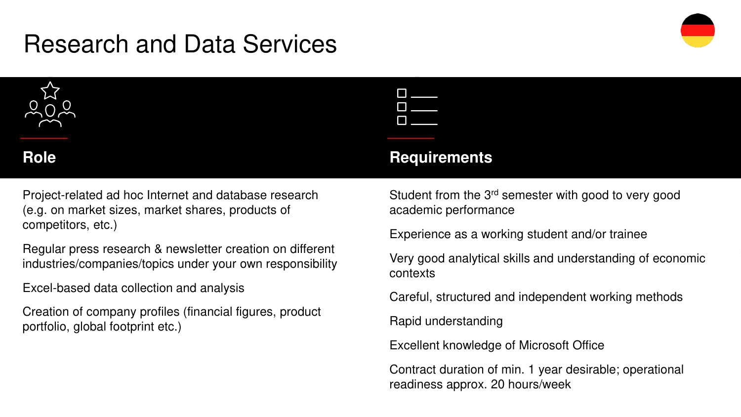# Research and Data Services

## Role

Project-related ad hoc Internet and database research (e.g. on market sizes, market shares, products of competitors, etc.)

Regular press research & newsletter creation on different industries/companies/topics under your own responsibility

Excel-based data collection and analysis

Creation of company profiles (financial figures, product portfolio, global footprint etc.)

## Requirements

Student from the 3rd semester with good to very good academic performance

Experience as a working student and/or trainee

Very good analytical skills and understanding of economic contexts

Careful, structured and independent working methods

Rapid understanding

Excellent knowledge of Microsoft Office

Contract duration of min. 1 year desirable; operational readiness approx. 20 hours/week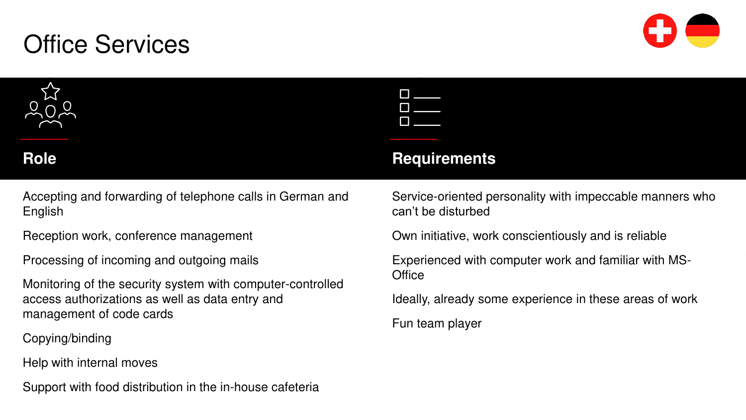# Office Services

## Role

- Accepting and forwarding of telephone calls in German and English
- Reception work, conference management
- Processing of incoming and outgoing mails
- Monitoring of the security system with computer-controlled access authorizations as well as data entry and management of code cards
- Copying/binding
- Help with internal moves
- Support with food distribution in the in-house cafeteria

## Requirements

- Service-oriented personality with impeccable manners who can't be disturbed
- Own initiative, work conscientiously and is reliable
- Experienced with computer work and familiar with MS-Office
- Ideally, already some experience in these areas of work
- Fun team player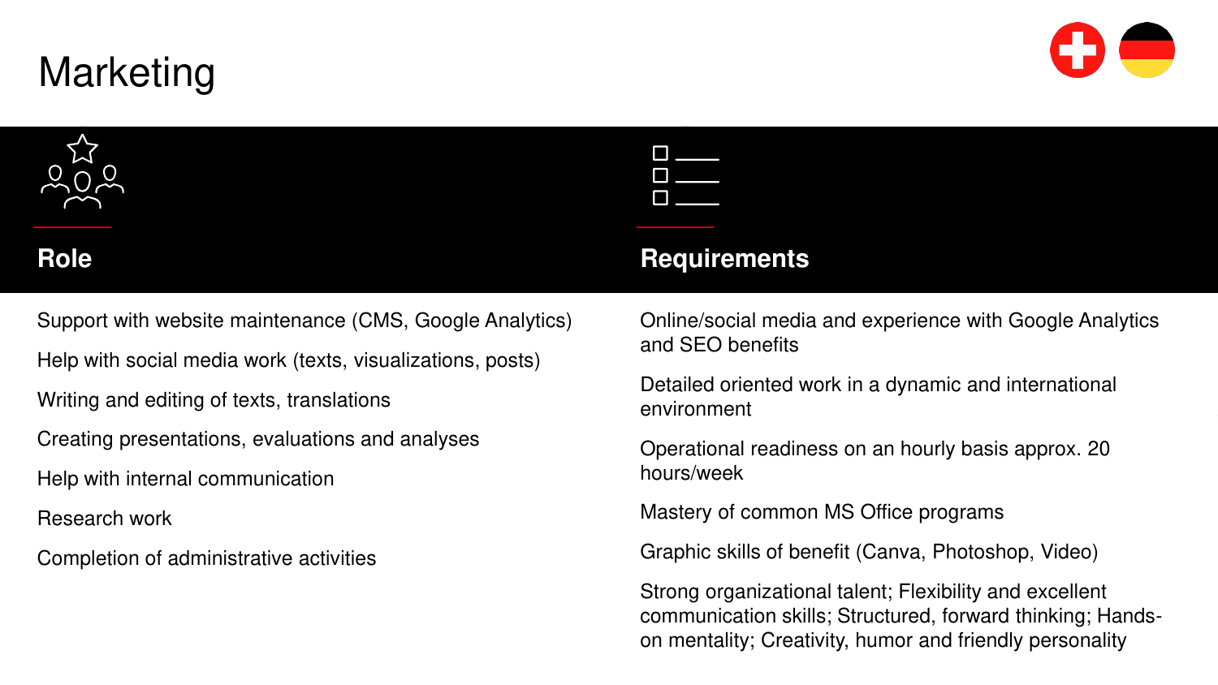# Marketing

## Role

- Support with website maintenance (CMS, Google Analytics)
- Help with social media work (texts, visualizations, posts)
- Writing and editing of texts, translations
- Creating presentations, evaluations and analyses
- Help with internal communication
- Research work
- Completion of administrative activities

## Requirements

- Online/social media and experience with Google Analytics and SEO benefits
- Detailed oriented work in a dynamic and international environment
- Operational readiness on an hourly basis approx. 20 hours/week
- Mastery of common MS Office programs
- Graphic skills of benefit (Canva, Photoshop, Video)
- Strong organizational talent; Flexibility and excellent communication skills; Structured, forward thinking; Hands-on mentality; Creativity, humor and friendly personality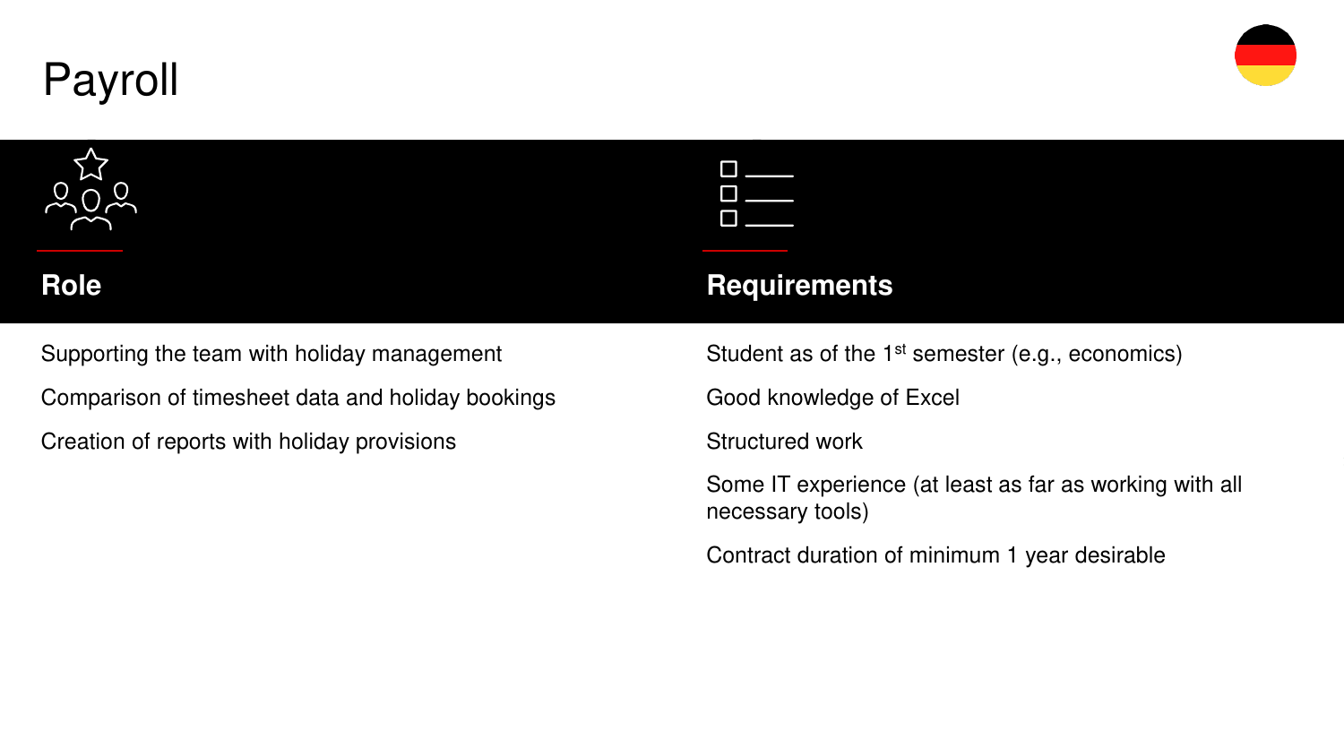# Payroll

## Role

- Supporting the team with holiday management
- Comparison of timesheet data and holiday bookings
- Creation of reports with holiday provisions

## Requirements

- Student as of the 1st semester (e.g., economics)
- Good knowledge of Excel
- Structured work
- Some IT experience (at least as far as working with all necessary tools)
- Contract duration of minimum 1 year desirable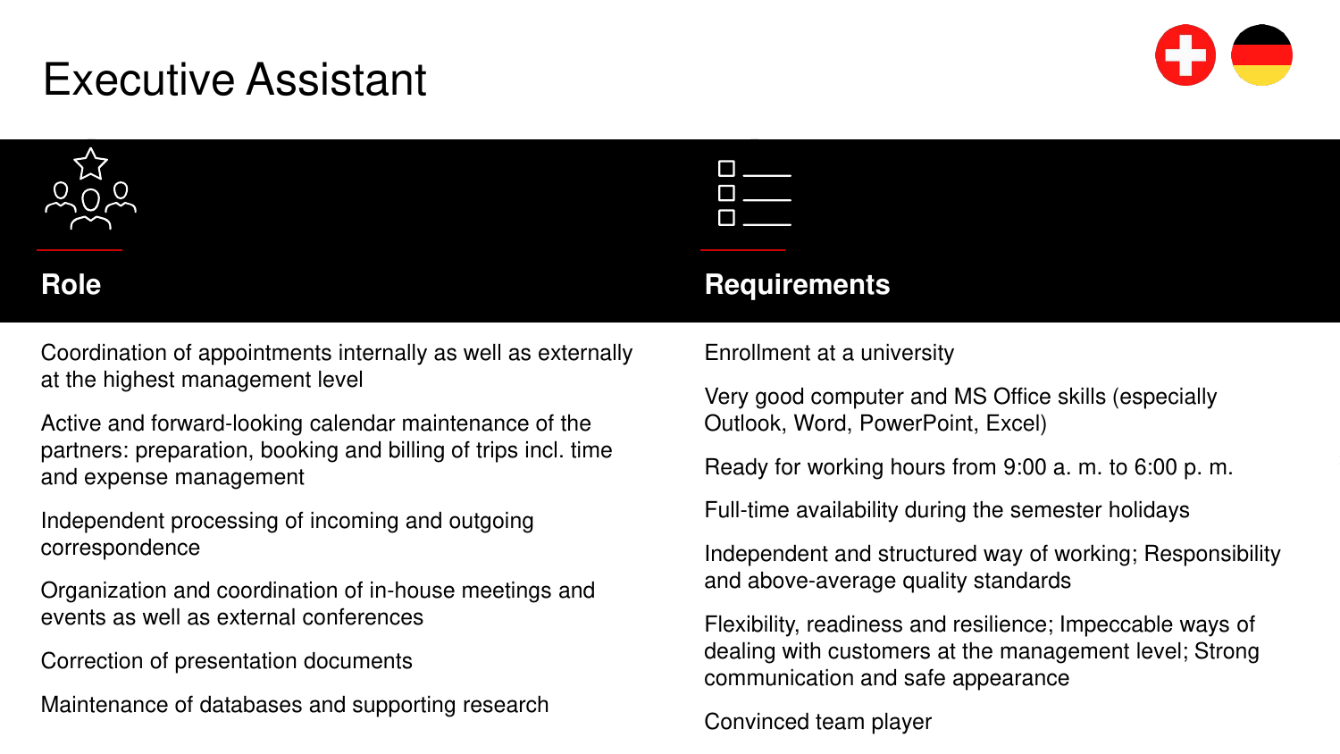# Executive Assistant

## Role

Coordination of appointments internally as well as externally at the highest management level

Active and forward-looking calendar maintenance of the partners: preparation, booking and billing of trips incl. time and expense management

Independent processing of incoming and outgoing correspondence

Organization and coordination of in-house meetings and events as well as external conferences

Correction of presentation documents

Maintenance of databases and supporting research

## Requirements

Enrollment at a university

Very good computer and MS Office skills (especially Outlook, Word, PowerPoint, Excel)

Ready for working hours from 9:00 a. m. to 6:00 p. m.

Full-time availability during the semester holidays

Independent and structured way of working; Responsibility and above-average quality standards

Flexibility, readiness and resilience; Impeccable ways of dealing with customers at the management level; Strong communication and safe appearance

Convinced team player